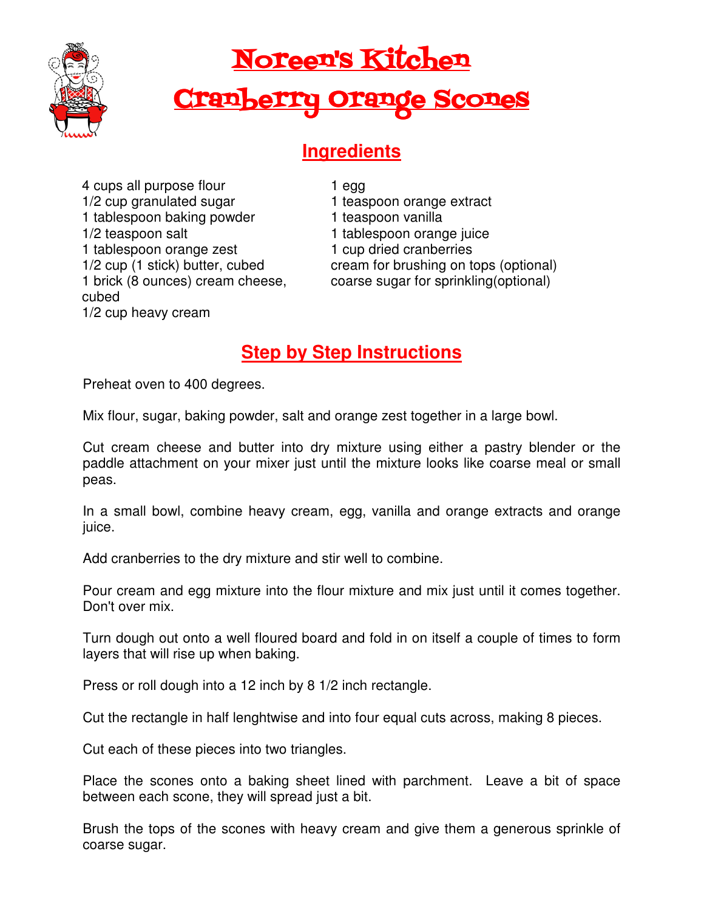# Noreen's Kitchen

# Cranberry Orange Scones

## Ingredients

- 4 cups all purpose flour
- 1/2 cup granulated sugar
- 1 tablespoon baking powder
- 1/2 teaspoon salt
- 1 tablespoon orange zest
- 1/2 cup (1 stick) butter, cubed
- 1 brick (8 ounces) cream cheese, cubed
- 1/2 cup heavy cream
- 1 egg
- 1 teaspoon orange extract
- 1 teaspoon vanilla
- 1 tablespoon orange juice
- 1 cup dried cranberries
- cream for brushing on tops (optional)
- coarse sugar for sprinkling(optional)

## Step by Step Instructions

Preheat oven to 400 degrees.

Mix flour, sugar, baking powder, salt and orange zest together in a large bowl.

Cut cream cheese and butter into dry mixture using either a pastry blender or the paddle attachment on your mixer just until the mixture looks like coarse meal or small peas.

In a small bowl, combine heavy cream, egg, vanilla and orange extracts and orange juice.

Add cranberries to the dry mixture and stir well to combine.

Pour cream and egg mixture into the flour mixture and mix just until it comes together. Don't over mix.

Turn dough out onto a well floured board and fold in on itself a couple of times to form layers that will rise up when baking.

Press or roll dough into a 12 inch by 8 1/2 inch rectangle.

Cut the rectangle in half lenghtwise and into four equal cuts across, making 8 pieces.

Cut each of these pieces into two triangles.

Place the scones onto a baking sheet lined with parchment. Leave a bit of space between each scone, they will spread just a bit.

Brush the tops of the scones with heavy cream and give them a generous sprinkle of coarse sugar.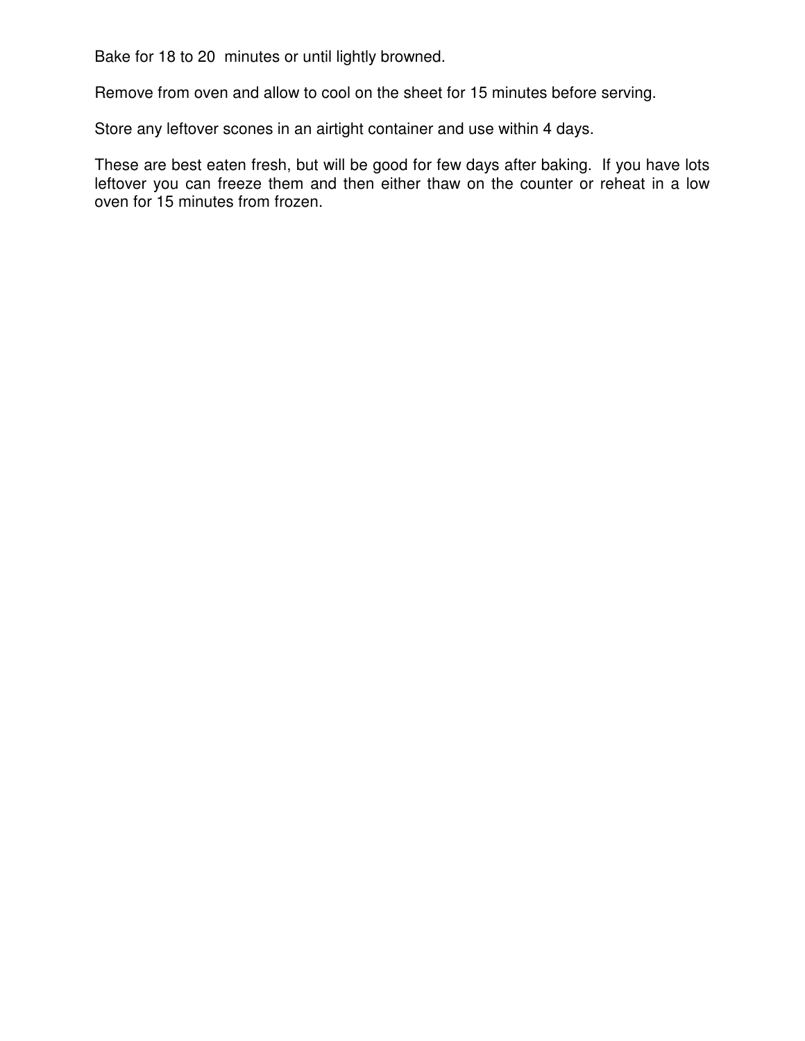Bake for 18 to 20  minutes or until lightly browned.

Remove from oven and allow to cool on the sheet for 15 minutes before serving.

Store any leftover scones in an airtight container and use within 4 days.

These are best eaten fresh, but will be good for few days after baking.  If you have lots leftover you can freeze them and then either thaw on the counter or reheat in a low oven for 15 minutes from frozen.